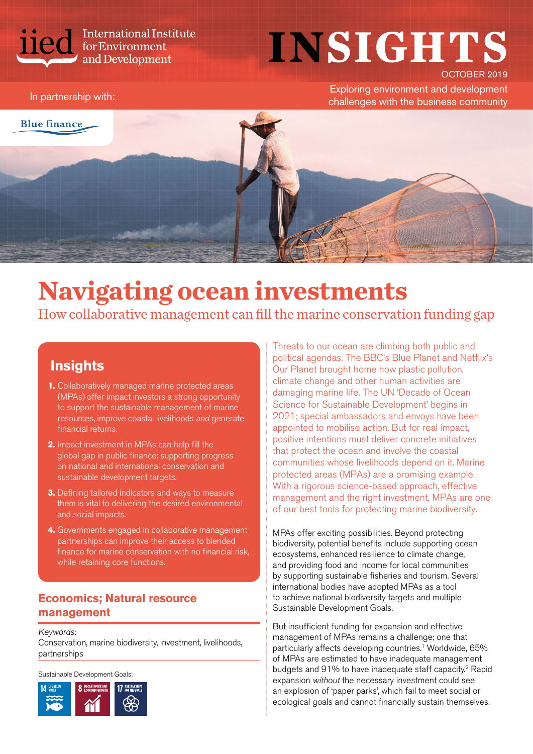iied International Institute for Environment and Development

# INSIGHTS

OCTOBER 2019

In partnership with: Blue finance

Exploring environment and development challenges with the business community

# Navigating ocean investments

## How collaborative management can fill the marine conservation funding gap

### Insights

1. Collaboratively managed marine protected areas (MPAs) offer impact investors a strong opportunity to support the sustainable management of marine resources, improve coastal livelihoods *and* generate financial returns.
2. Impact investment in MPAs can help fill the global gap in public finance: supporting progress on national and international conservation and sustainable development targets.
3. Defining tailored indicators and ways to measure them is vital to delivering the desired environmental and social impacts.
4. Governments engaged in collaborative management partnerships can improve their access to blended finance for marine conservation with no financial risk, while retaining core functions.

### Economics; Natural resource management

*Keywords:*
Conservation, marine biodiversity, investment, livelihoods, partnerships

Sustainable Development Goals:

14 Life below water; 8 Decent work and economic growth; 17 Partnerships for the goals

Threats to our ocean are climbing both public and political agendas. The BBC's Blue Planet and Netflix's Our Planet brought home how plastic pollution, climate change and other human activities are damaging marine life. The UN 'Decade of Ocean Science for Sustainable Development' begins in 2021; special ambassadors and envoys have been appointed to mobilise action. But for real impact, positive intentions must deliver concrete initiatives that protect the ocean and involve the coastal communities whose livelihoods depend on it. Marine protected areas (MPAs) are a promising example. With a rigorous science-based approach, effective management and the right investment, MPAs are one of our best tools for protecting marine biodiversity.

MPAs offer exciting possibilities. Beyond protecting biodiversity, potential benefits include supporting ocean ecosystems, enhanced resilience to climate change, and providing food and income for local communities by supporting sustainable fisheries and tourism. Several international bodies have adopted MPAs as a tool to achieve national biodiversity targets and multiple Sustainable Development Goals.

But insufficient funding for expansion and effective management of MPAs remains a challenge; one that particularly affects developing countries.[1] Worldwide, 65% of MPAs are estimated to have inadequate management budgets and 91% to have inadequate staff capacity.[2] Rapid expansion *without* the necessary investment could see an explosion of 'paper parks', which fail to meet social or ecological goals and cannot financially sustain themselves.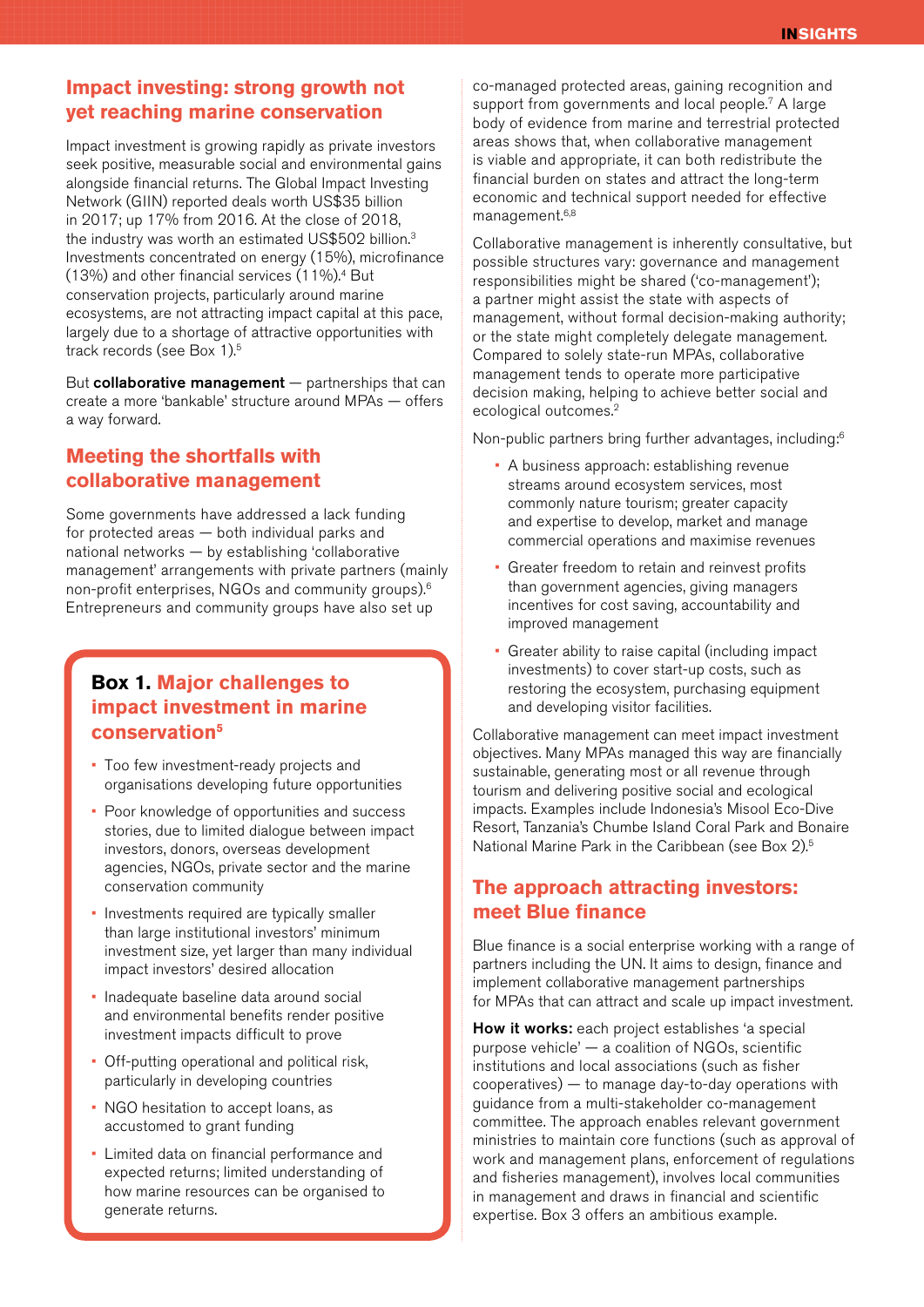## Impact investing: strong growth not yet reaching marine conservation

Impact investment is growing rapidly as private investors seek positive, measurable social and environmental gains alongside financial returns. The Global Impact Investing Network (GIIN) reported deals worth US$35 billion in 2017; up 17% from 2016. At the close of 2018, the industry was worth an estimated US$502 billion.[3] Investments concentrated on energy (15%), microfinance (13%) and other financial services (11%).[4] But conservation projects, particularly around marine ecosystems, are not attracting impact capital at this pace, largely due to a shortage of attractive opportunities with track records (see Box 1).[5]

But **collaborative management** — partnerships that can create a more 'bankable' structure around MPAs — offers a way forward.

## Meeting the shortfalls with collaborative management

Some governments have addressed a lack funding for protected areas — both individual parks and national networks — by establishing 'collaborative management' arrangements with private partners (mainly non-profit enterprises, NGOs and community groups).[6] Entrepreneurs and community groups have also set up co-managed protected areas, gaining recognition and support from governments and local people.[7] A large body of evidence from marine and terrestrial protected areas shows that, when collaborative management is viable and appropriate, it can both redistribute the financial burden on states and attract the long-term economic and technical support needed for effective management.[6,8]

Collaborative management is inherently consultative, but possible structures vary: governance and management responsibilities might be shared ('co-management'); a partner might assist the state with aspects of management, without formal decision-making authority; or the state might completely delegate management. Compared to solely state-run MPAs, collaborative management tends to operate more participative decision making, helping to achieve better social and ecological outcomes.[2]

Non-public partners bring further advantages, including:[6]

- A business approach: establishing revenue streams around ecosystem services, most commonly nature tourism; greater capacity and expertise to develop, market and manage commercial operations and maximise revenues
- Greater freedom to retain and reinvest profits than government agencies, giving managers incentives for cost saving, accountability and improved management
- Greater ability to raise capital (including impact investments) to cover start-up costs, such as restoring the ecosystem, purchasing equipment and developing visitor facilities.

Collaborative management can meet impact investment objectives. Many MPAs managed this way are financially sustainable, generating most or all revenue through tourism and delivering positive social and ecological impacts. Examples include Indonesia's Misool Eco-Dive Resort, Tanzania's Chumbe Island Coral Park and Bonaire National Marine Park in the Caribbean (see Box 2).[5]

### Box 1. Major challenges to impact investment in marine conservation[5]

- Too few investment-ready projects and organisations developing future opportunities
- Poor knowledge of opportunities and success stories, due to limited dialogue between impact investors, donors, overseas development agencies, NGOs, private sector and the marine conservation community
- Investments required are typically smaller than large institutional investors' minimum investment size, yet larger than many individual impact investors' desired allocation
- Inadequate baseline data around social and environmental benefits render positive investment impacts difficult to prove
- Off-putting operational and political risk, particularly in developing countries
- NGO hesitation to accept loans, as accustomed to grant funding
- Limited data on financial performance and expected returns; limited understanding of how marine resources can be organised to generate returns.

## The approach attracting investors: meet Blue finance

Blue finance is a social enterprise working with a range of partners including the UN. It aims to design, finance and implement collaborative management partnerships for MPAs that can attract and scale up impact investment.

**How it works:** each project establishes 'a special purpose vehicle' — a coalition of NGOs, scientific institutions and local associations (such as fisher cooperatives) — to manage day-to-day operations with guidance from a multi-stakeholder co-management committee. The approach enables relevant government ministries to maintain core functions (such as approval of work and management plans, enforcement of regulations and fisheries management), involves local communities in management and draws in financial and scientific expertise. Box 3 offers an ambitious example.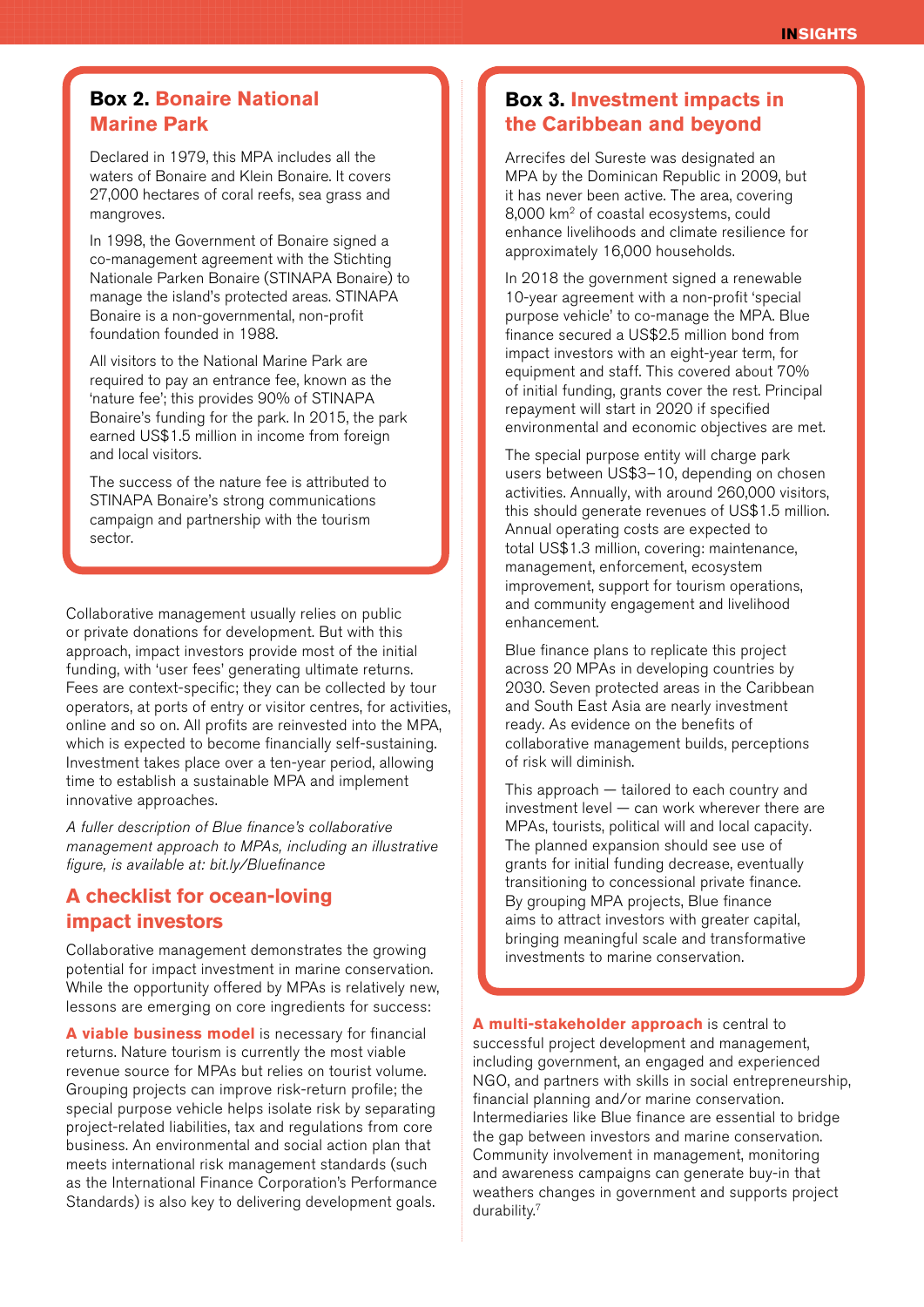### Box 2. Bonaire National Marine Park

Declared in 1979, this MPA includes all the waters of Bonaire and Klein Bonaire. It covers 27,000 hectares of coral reefs, sea grass and mangroves.

In 1998, the Government of Bonaire signed a co-management agreement with the Stichting Nationale Parken Bonaire (STINAPA Bonaire) to manage the island's protected areas. STINAPA Bonaire is a non-governmental, non-profit foundation founded in 1988.

All visitors to the National Marine Park are required to pay an entrance fee, known as the 'nature fee'; this provides 90% of STINAPA Bonaire's funding for the park. In 2015, the park earned US$1.5 million in income from foreign and local visitors.

The success of the nature fee is attributed to STINAPA Bonaire's strong communications campaign and partnership with the tourism sector.

Collaborative management usually relies on public or private donations for development. But with this approach, impact investors provide most of the initial funding, with 'user fees' generating ultimate returns. Fees are context-specific; they can be collected by tour operators, at ports of entry or visitor centres, for activities, online and so on. All profits are reinvested into the MPA, which is expected to become financially self-sustaining. Investment takes place over a ten-year period, allowing time to establish a sustainable MPA and implement innovative approaches.

*A fuller description of Blue finance's collaborative management approach to MPAs, including an illustrative figure, is available at: bit.ly/Bluefinance*

## A checklist for ocean-loving impact investors

Collaborative management demonstrates the growing potential for impact investment in marine conservation. While the opportunity offered by MPAs is relatively new, lessons are emerging on core ingredients for success:

**A viable business model** is necessary for financial returns. Nature tourism is currently the most viable revenue source for MPAs but relies on tourist volume. Grouping projects can improve risk-return profile; the special purpose vehicle helps isolate risk by separating project-related liabilities, tax and regulations from core business. An environmental and social action plan that meets international risk management standards (such as the International Finance Corporation's Performance Standards) is also key to delivering development goals.

### Box 3. Investment impacts in the Caribbean and beyond

Arrecifes del Sureste was designated an MPA by the Dominican Republic in 2009, but it has never been active. The area, covering 8,000 km$^2$ of coastal ecosystems, could enhance livelihoods and climate resilience for approximately 16,000 households.

In 2018 the government signed a renewable 10-year agreement with a non-profit 'special purpose vehicle' to co-manage the MPA. Blue finance secured a US$2.5 million bond from impact investors with an eight-year term, for equipment and staff. This covered about 70% of initial funding, grants cover the rest. Principal repayment will start in 2020 if specified environmental and economic objectives are met.

The special purpose entity will charge park users between US$3–10, depending on chosen activities. Annually, with around 260,000 visitors, this should generate revenues of US$1.5 million. Annual operating costs are expected to total US$1.3 million, covering: maintenance, management, enforcement, ecosystem improvement, support for tourism operations, and community engagement and livelihood enhancement.

Blue finance plans to replicate this project across 20 MPAs in developing countries by 2030. Seven protected areas in the Caribbean and South East Asia are nearly investment ready. As evidence on the benefits of collaborative management builds, perceptions of risk will diminish.

This approach — tailored to each country and investment level — can work wherever there are MPAs, tourists, political will and local capacity. The planned expansion should see use of grants for initial funding decrease, eventually transitioning to concessional private finance. By grouping MPA projects, Blue finance aims to attract investors with greater capital, bringing meaningful scale and transformative investments to marine conservation.

**A multi-stakeholder approach** is central to successful project development and management, including government, an engaged and experienced NGO, and partners with skills in social entrepreneurship, financial planning and/or marine conservation. Intermediaries like Blue finance are essential to bridge the gap between investors and marine conservation. Community involvement in management, monitoring and awareness campaigns can generate buy-in that weathers changes in government and supports project durability.[7]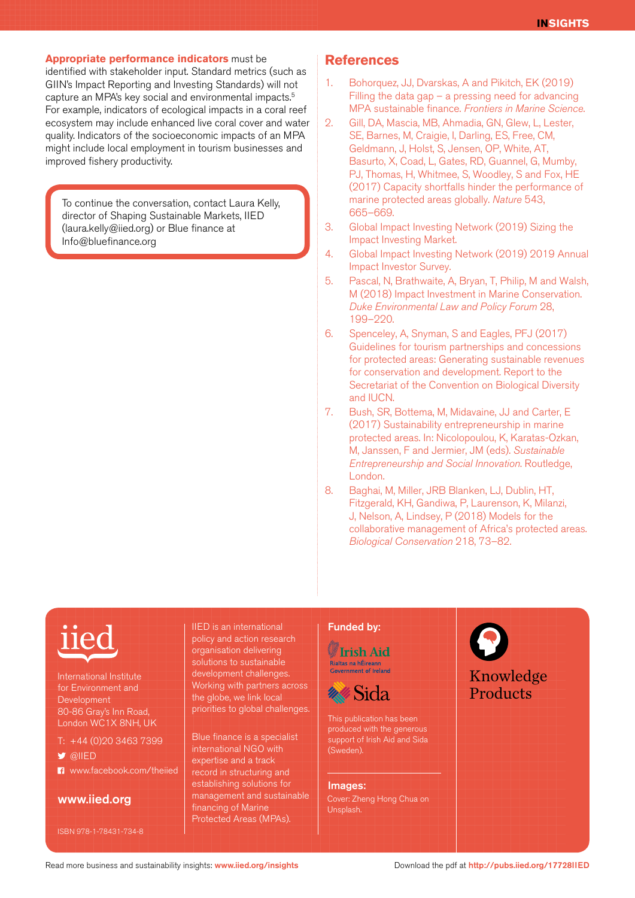**Appropriate performance indicators** must be identified with stakeholder input. Standard metrics (such as GIIN's Impact Reporting and Investing Standards) will not capture an MPA's key social and environmental impacts.[5] For example, indicators of ecological impacts in a coral reef ecosystem may include enhanced live coral cover and water quality. Indicators of the socioeconomic impacts of an MPA might include local employment in tourism businesses and improved fishery productivity.

To continue the conversation, contact Laura Kelly, director of Shaping Sustainable Markets, IIED (laura.kelly@iied.org) or Blue finance at Info@bluefinance.org

## References

1. Bohorquez, JJ, Dvarskas, A and Pikitch, EK (2019) Filling the data gap – a pressing need for advancing MPA sustainable finance. *Frontiers in Marine Science*.
2. Gill, DA, Mascia, MB, Ahmadia, GN, Glew, L, Lester, SE, Barnes, M, Craigie, I, Darling, ES, Free, CM, Geldmann, J, Holst, S, Jensen, OP, White, AT, Basurto, X, Coad, L, Gates, RD, Guannel, G, Mumby, PJ, Thomas, H, Whitmee, S, Woodley, S and Fox, HE (2017) Capacity shortfalls hinder the performance of marine protected areas globally. *Nature* 543, 665–669.
3. Global Impact Investing Network (2019) Sizing the Impact Investing Market.
4. Global Impact Investing Network (2019) 2019 Annual Impact Investor Survey.
5. Pascal, N, Brathwaite, A, Bryan, T, Philip, M and Walsh, M (2018) Impact Investment in Marine Conservation. *Duke Environmental Law and Policy Forum* 28, 199–220.
6. Spenceley, A, Snyman, S and Eagles, PFJ (2017) Guidelines for tourism partnerships and concessions for protected areas: Generating sustainable revenues for conservation and development. Report to the Secretariat of the Convention on Biological Diversity and IUCN.
7. Bush, SR, Bottema, M, Midavaine, JJ and Carter, E (2017) Sustainability entrepreneurship in marine protected areas. In: Nicolopoulou, K, Karatas-Ozkan, M, Janssen, F and Jermier, JM (eds). *Sustainable Entrepreneurship and Social Innovation*. Routledge, London.
8. Baghai, M, Miller, JRB Blanken, LJ, Dublin, HT, Fitzgerald, KH, Gandiwa, P, Laurenson, K, Milanzi, J, Nelson, A, Lindsey, P (2018) Models for the collaborative management of Africa's protected areas. *Biological Conservation* 218, 73–82.

iied

International Institute for Environment and Development
80-86 Gray's Inn Road, London WC1X 8NH, UK

T: +44 (0)20 3463 7399
@IIED
www.facebook.com/theiied

**www.iied.org**

ISBN 978-1-78431-734-8

IIED is an international policy and action research organisation delivering solutions to sustainable development challenges. Working with partners across the globe, we link local priorities to global challenges.

Blue finance is a specialist international NGO with expertise and a track record in structuring and establishing solutions for management and sustainable financing of Marine Protected Areas (MPAs).

**Funded by:**

Irish Aid
Rialtas na hÉireann
Government of Ireland

Sida

This publication has been produced with the generous support of Irish Aid and Sida (Sweden).

**Images:**

Cover: Zheng Hong Chua on Unsplash.

Knowledge Products

Read more business and sustainability insights: **www.iied.org/insights**

Download the pdf at **http://pubs.iied.org/17728IIED**